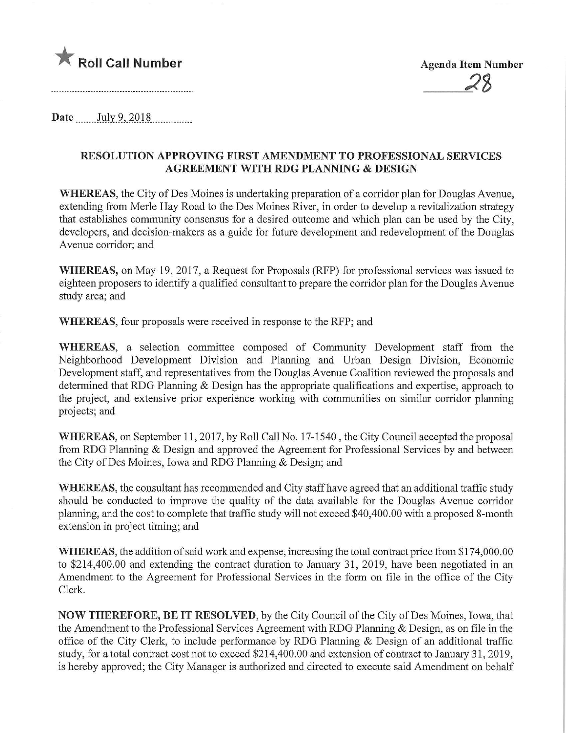★ **Roll Call Number**

..........................................................

**Agenda Item Number**

28

**Date** July 9, 2018

## RESOLUTION APPROVING FIRST AMENDMENT TO PROFESSIONAL SERVICES AGREEMENT WITH RDG PLANNING & DESIGN

**WHEREAS**, the City of Des Moines is undertaking preparation of a corridor plan for Douglas Avenue, extending from Merle Hay Road to the Des Moines River, in order to develop a revitalization strategy that establishes community consensus for a desired outcome and which plan can be used by the City, developers, and decision-makers as a guide for future development and redevelopment of the Douglas Avenue corridor; and

**WHEREAS,** on May 19, 2017, a Request for Proposals (RFP) for professional services was issued to eighteen proposers to identify a qualified consultant to prepare the corridor plan for the Douglas Avenue study area; and

**WHEREAS**, four proposals were received in response to the RFP; and

**WHEREAS**, a selection committee composed of Community Development staff from the Neighborhood Development Division and Planning and Urban Design Division, Economic Development staff, and representatives from the Douglas Avenue Coalition reviewed the proposals and determined that RDG Planning & Design has the appropriate qualifications and expertise, approach to the project, and extensive prior experience working with communities on similar corridor planning projects; and

**WHEREAS**, on September 11, 2017, by Roll Call No. 17-1540 , the City Council accepted the proposal from RDG Planning & Design and approved the Agreement for Professional Services by and between the City of Des Moines, Iowa and RDG Planning & Design; and

**WHEREAS**, the consultant has recommended and City staff have agreed that an additional traffic study should be conducted to improve the quality of the data available for the Douglas Avenue corridor planning, and the cost to complete that traffic study will not exceed $40,400.00 with a proposed 8-month extension in project timing; and

**WHEREAS**, the addition of said work and expense, increasing the total contract price from $174,000.00 to $214,400.00 and extending the contract duration to January 31, 2019, have been negotiated in an Amendment to the Agreement for Professional Services in the form on file in the office of the City Clerk.

**NOW THEREFORE, BE IT RESOLVED**, by the City Council of the City of Des Moines, Iowa, that the Amendment to the Professional Services Agreement with RDG Planning & Design, as on file in the office of the City Clerk, to include performance by RDG Planning & Design of an additional traffic study, for a total contract cost not to exceed $214,400.00 and extension of contract to January 31, 2019, is hereby approved; the City Manager is authorized and directed to execute said Amendment on behalf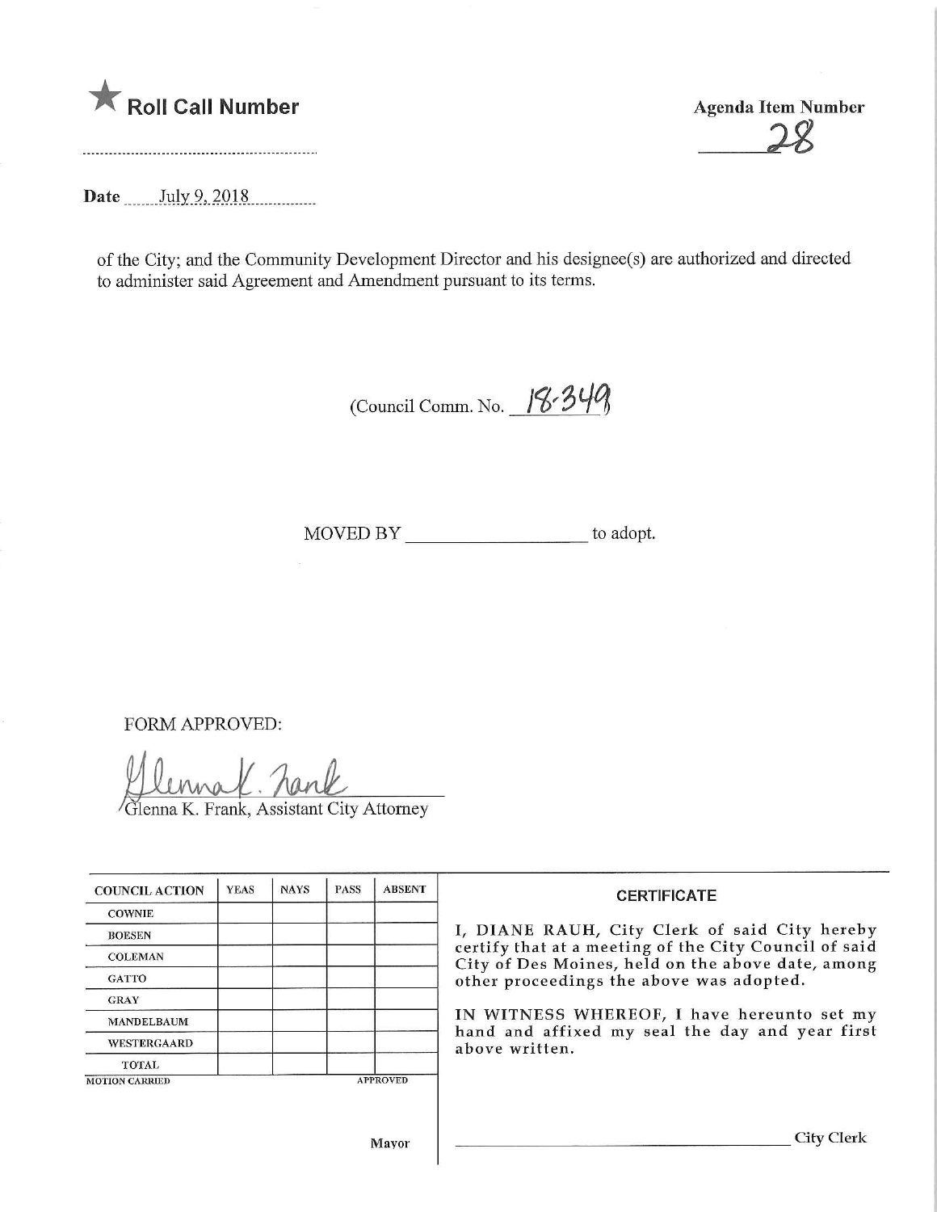★ **Roll Call Number**

---

**Agenda Item Number**

28

**Date** July 9, 2018

of the City; and the Community Development Director and his designee(s) are authorized and directed to administer said Agreement and Amendment pursuant to its terms.

(Council Comm. No. 18-349)

MOVED BY ________________ to adopt.

FORM APPROVED:

Glenna K. Frank

Glenna K. Frank, Assistant City Attorney

| COUNCIL ACTION | YEAS | NAYS | PASS | ABSENT |
|---|---|---|---|---|
| COWNIE | | | | |
| BOESEN | | | | |
| COLEMAN | | | | |
| GATTO | | | | |
| GRAY | | | | |
| MANDELBAUM | | | | |
| WESTERGAARD | | | | |
| TOTAL | | | | |
| MOTION CARRIED | | | | APPROVED |

Mayor

**CERTIFICATE**

I, DIANE RAUH, City Clerk of said City hereby certify that at a meeting of the City Council of said City of Des Moines, held on the above date, among other proceedings the above was adopted.

IN WITNESS WHEREOF, I have hereunto set my hand and affixed my seal the day and year first above written.

________________________ City Clerk